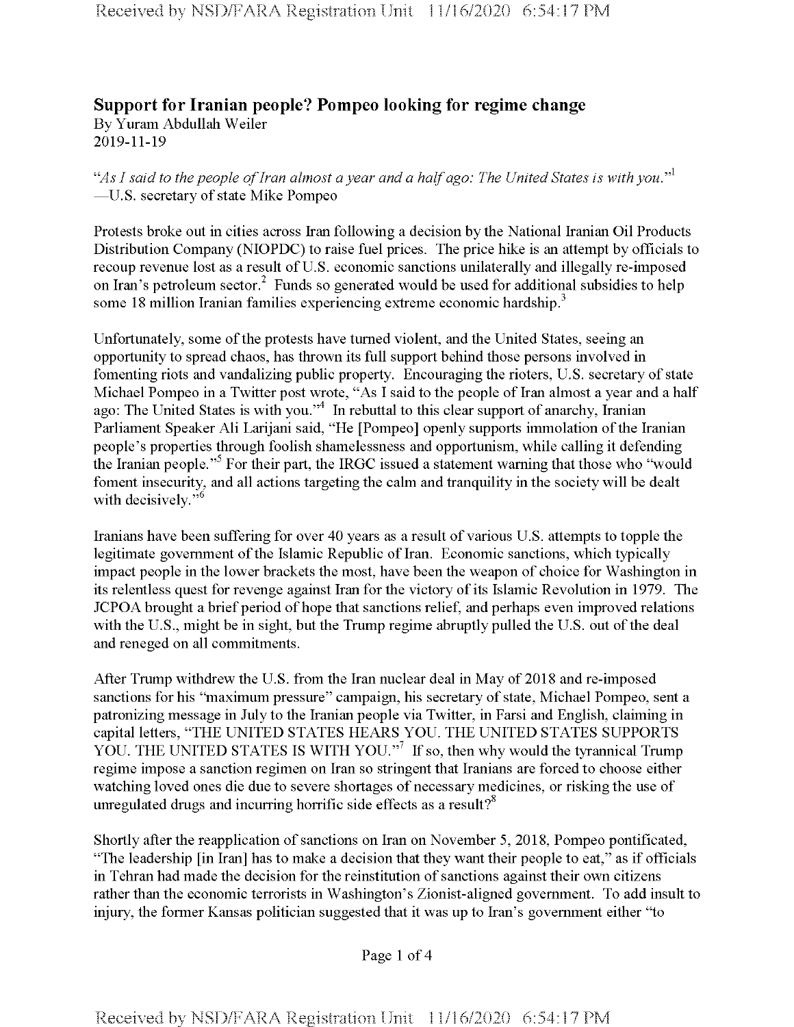# Support for Iranian people? Pompeo looking for regime change

By Yuram Abdullah Weiler
2019-11-19

*"As I said to the people of Iran almost a year and a half ago: The United States is with you."*[1]
—U.S. secretary of state Mike Pompeo

Protests broke out in cities across Iran following a decision by the National Iranian Oil Products Distribution Company (NIOPDC) to raise fuel prices. The price hike is an attempt by officials to recoup revenue lost as a result of U.S. economic sanctions unilaterally and illegally re-imposed on Iran's petroleum sector.[2] Funds so generated would be used for additional subsidies to help some 18 million Iranian families experiencing extreme economic hardship.[3]

Unfortunately, some of the protests have turned violent, and the United States, seeing an opportunity to spread chaos, has thrown its full support behind those persons involved in fomenting riots and vandalizing public property. Encouraging the rioters, U.S. secretary of state Michael Pompeo in a Twitter post wrote, "As I said to the people of Iran almost a year and a half ago: The United States is with you."[4] In rebuttal to this clear support of anarchy, Iranian Parliament Speaker Ali Larijani said, "He [Pompeo] openly supports immolation of the Iranian people's properties through foolish shamelessness and opportunism, while calling it defending the Iranian people."[5] For their part, the IRGC issued a statement warning that those who "would foment insecurity, and all actions targeting the calm and tranquility in the society will be dealt with decisively."[6]

Iranians have been suffering for over 40 years as a result of various U.S. attempts to topple the legitimate government of the Islamic Republic of Iran. Economic sanctions, which typically impact people in the lower brackets the most, have been the weapon of choice for Washington in its relentless quest for revenge against Iran for the victory of its Islamic Revolution in 1979. The JCPOA brought a brief period of hope that sanctions relief, and perhaps even improved relations with the U.S., might be in sight, but the Trump regime abruptly pulled the U.S. out of the deal and reneged on all commitments.

After Trump withdrew the U.S. from the Iran nuclear deal in May of 2018 and re-imposed sanctions for his "maximum pressure" campaign, his secretary of state, Michael Pompeo, sent a patronizing message in July to the Iranian people via Twitter, in Farsi and English, claiming in capital letters, "THE UNITED STATES HEARS YOU. THE UNITED STATES SUPPORTS YOU. THE UNITED STATES IS WITH YOU."[7] If so, then why would the tyrannical Trump regime impose a sanction regimen on Iran so stringent that Iranians are forced to choose either watching loved ones die due to severe shortages of necessary medicines, or risking the use of unregulated drugs and incurring horrific side effects as a result?[8]

Shortly after the reapplication of sanctions on Iran on November 5, 2018, Pompeo pontificated, "The leadership [in Iran] has to make a decision that they want their people to eat," as if officials in Tehran had made the decision for the reinstitution of sanctions against their own citizens rather than the economic terrorists in Washington's Zionist-aligned government. To add insult to injury, the former Kansas politician suggested that it was up to Iran's government either "to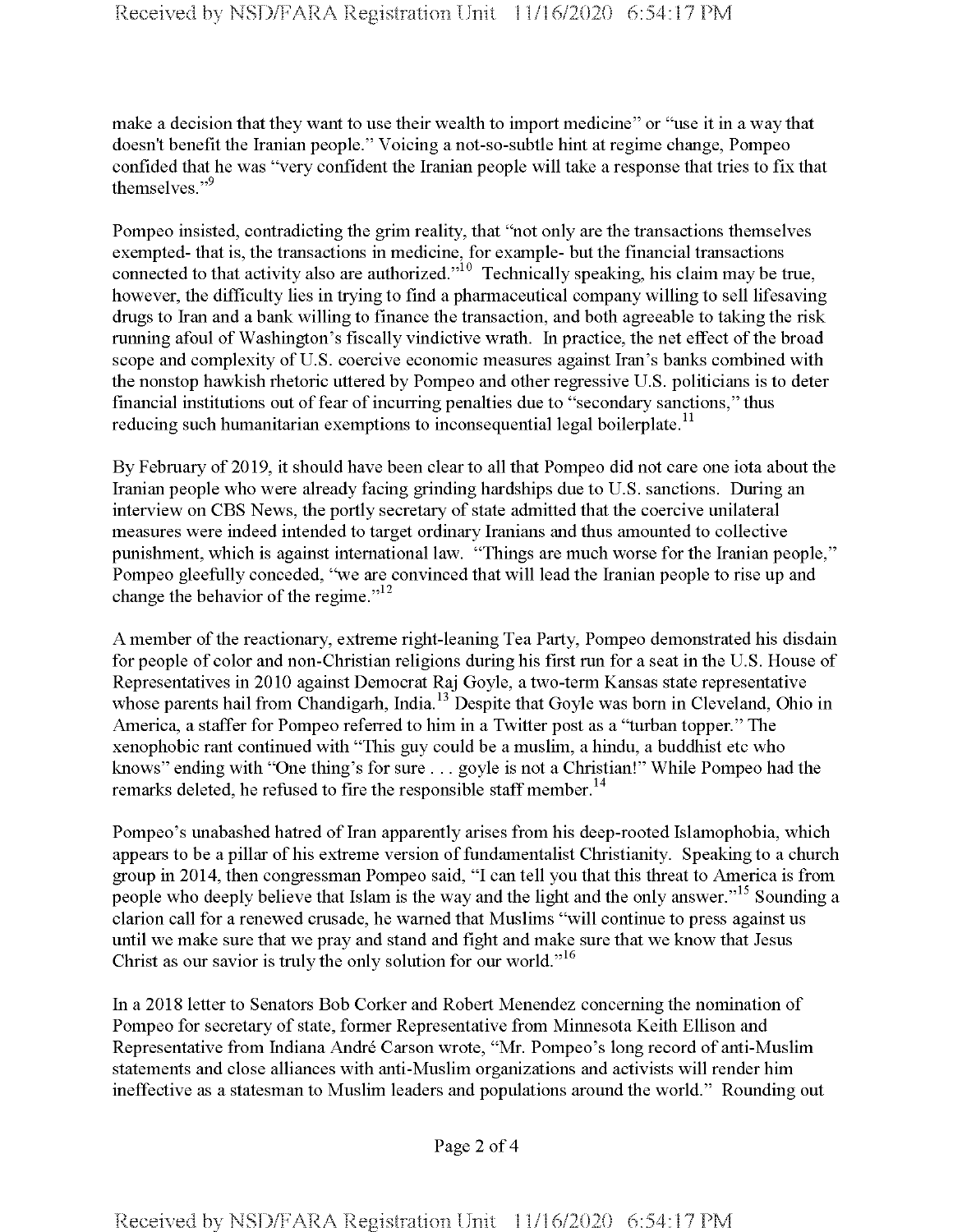make a decision that they want to use their wealth to import medicine" or "use it in a way that doesn't benefit the Iranian people." Voicing a not-so-subtle hint at regime change, Pompeo confided that he was "very confident the Iranian people will take a response that tries to fix that themselves."[9]

Pompeo insisted, contradicting the grim reality, that "not only are the transactions themselves exempted- that is, the transactions in medicine, for example- but the financial transactions connected to that activity also are authorized."[10] Technically speaking, his claim may be true, however, the difficulty lies in trying to find a pharmaceutical company willing to sell lifesaving drugs to Iran and a bank willing to finance the transaction, and both agreeable to taking the risk running afoul of Washington's fiscally vindictive wrath. In practice, the net effect of the broad scope and complexity of U.S. coercive economic measures against Iran's banks combined with the nonstop hawkish rhetoric uttered by Pompeo and other regressive U.S. politicians is to deter financial institutions out of fear of incurring penalties due to "secondary sanctions," thus reducing such humanitarian exemptions to inconsequential legal boilerplate.[11]

By February of 2019, it should have been clear to all that Pompeo did not care one iota about the Iranian people who were already facing grinding hardships due to U.S. sanctions. During an interview on CBS News, the portly secretary of state admitted that the coercive unilateral measures were indeed intended to target ordinary Iranians and thus amounted to collective punishment, which is against international law. "Things are much worse for the Iranian people," Pompeo gleefully conceded, "we are convinced that will lead the Iranian people to rise up and change the behavior of the regime."[12]

A member of the reactionary, extreme right-leaning Tea Party, Pompeo demonstrated his disdain for people of color and non-Christian religions during his first run for a seat in the U.S. House of Representatives in 2010 against Democrat Raj Goyle, a two-term Kansas state representative whose parents hail from Chandigarh, India.[13] Despite that Goyle was born in Cleveland, Ohio in America, a staffer for Pompeo referred to him in a Twitter post as a "turban topper." The xenophobic rant continued with "This guy could be a muslim, a hindu, a buddhist etc who knows" ending with "One thing's for sure . . . goyle is not a Christian!" While Pompeo had the remarks deleted, he refused to fire the responsible staff member.[14]

Pompeo's unabashed hatred of Iran apparently arises from his deep-rooted Islamophobia, which appears to be a pillar of his extreme version of fundamentalist Christianity. Speaking to a church group in 2014, then congressman Pompeo said, "I can tell you that this threat to America is from people who deeply believe that Islam is the way and the light and the only answer."[15] Sounding a clarion call for a renewed crusade, he warned that Muslims "will continue to press against us until we make sure that we pray and stand and fight and make sure that we know that Jesus Christ as our savior is truly the only solution for our world."[16]

In a 2018 letter to Senators Bob Corker and Robert Menendez concerning the nomination of Pompeo for secretary of state, former Representative from Minnesota Keith Ellison and Representative from Indiana André Carson wrote, "Mr. Pompeo's long record of anti-Muslim statements and close alliances with anti-Muslim organizations and activists will render him ineffective as a statesman to Muslim leaders and populations around the world." Rounding out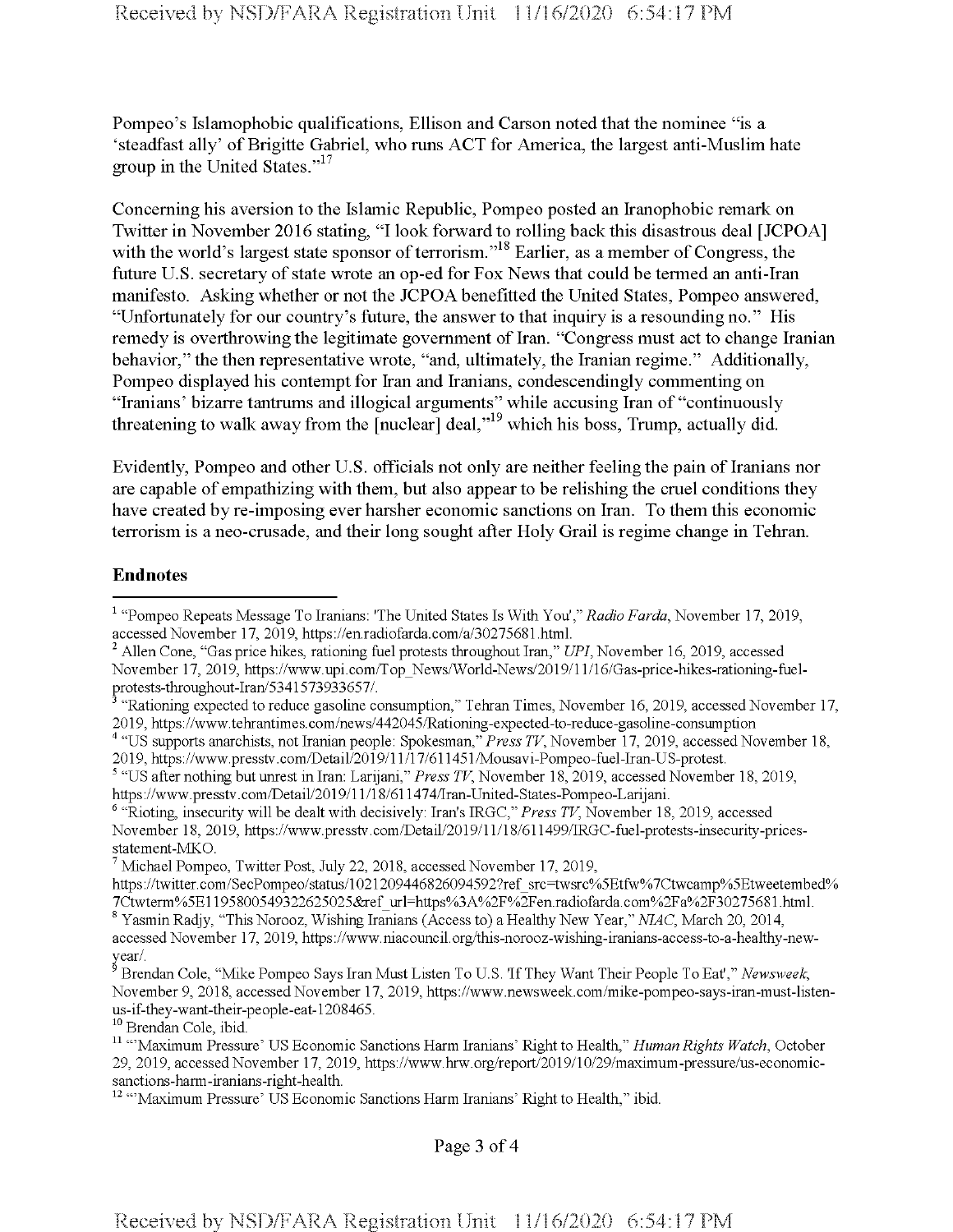Pompeo's Islamophobic qualifications, Ellison and Carson noted that the nominee "is a 'steadfast ally' of Brigitte Gabriel, who runs ACT for America, the largest anti-Muslim hate group in the United States."[17]

Concerning his aversion to the Islamic Republic, Pompeo posted an Iranophobic remark on Twitter in November 2016 stating, "I look forward to rolling back this disastrous deal [JCPOA] with the world's largest state sponsor of terrorism."[18] Earlier, as a member of Congress, the future U.S. secretary of state wrote an op-ed for Fox News that could be termed an anti-Iran manifesto. Asking whether or not the JCPOA benefitted the United States, Pompeo answered, "Unfortunately for our country's future, the answer to that inquiry is a resounding no." His remedy is overthrowing the legitimate government of Iran. "Congress must act to change Iranian behavior," the then representative wrote, "and, ultimately, the Iranian regime." Additionally, Pompeo displayed his contempt for Iran and Iranians, condescendingly commenting on "Iranians' bizarre tantrums and illogical arguments" while accusing Iran of "continuously threatening to walk away from the [nuclear] deal,"[19] which his boss, Trump, actually did.

Evidently, Pompeo and other U.S. officials not only are neither feeling the pain of Iranians nor are capable of empathizing with them, but also appear to be relishing the cruel conditions they have created by re-imposing ever harsher economic sanctions on Iran. To them this economic terrorism is a neo-crusade, and their long sought after Holy Grail is regime change in Tehran.

## Endnotes

[1] "Pompeo Repeats Message To Iranians: 'The United States Is With You'," *Radio Farda*, November 17, 2019, accessed November 17, 2019, https://en.radiofarda.com/a/30275681.html.

[2] Allen Cone, "Gas price hikes, rationing fuel protests throughout Iran," *UPI*, November 16, 2019, accessed November 17, 2019, https://www.upi.com/Top_News/World-News/2019/11/16/Gas-price-hikes-rationing-fuel-protests-throughout-Iran/5341573933657/.

[3] "Rationing expected to reduce gasoline consumption," Tehran Times, November 16, 2019, accessed November 17, 2019, https://www.tehrantimes.com/news/442045/Rationing-expected-to-reduce-gasoline-consumption

[4] "US supports anarchists, not Iranian people: Spokesman," *Press TV*, November 17, 2019, accessed November 18, 2019, https://www.presstv.com/Detail/2019/11/17/611451/Mousavi-Pompeo-fuel-Iran-US-protest.

[5] "US after nothing but unrest in Iran: Larijani," *Press TV*, November 18, 2019, accessed November 18, 2019, https://www.presstv.com/Detail/2019/11/18/611474/Iran-United-States-Pompeo-Larijani.

[6] "Rioting, insecurity will be dealt with decisively: Iran's IRGC," *Press TV*, November 18, 2019, accessed November 18, 2019, https://www.presstv.com/Detail/2019/11/18/611499/IRGC-fuel-protests-insecurity-prices-statement-MKO.

[7] Michael Pompeo, Twitter Post, July 22, 2018, accessed November 17, 2019, https://twitter.com/SecPompeo/status/1021209446826094592?ref_src=twsrc%5Etfw%7Ctwcamp%5Etweetembed%7Ctwterm%5E1195800549322625025&ref_url=https%3A%2F%2Fen.radiofarda.com%2Fa%2F30275681.html.

[8] Yasmin Radjy, "This Norooz, Wishing Iranians (Access to) a Healthy New Year," *NIAC*, March 20, 2014, accessed November 17, 2019, https://www.niacouncil.org/this-norooz-wishing-iranians-access-to-a-healthy-new-year/.

[9] Brendan Cole, "Mike Pompeo Says Iran Must Listen To U.S. 'If They Want Their People To Eat'," *Newsweek*, November 9, 2018, accessed November 17, 2019, https://www.newsweek.com/mike-pompeo-says-iran-must-listen-us-if-they-want-their-people-eat-1208465.

[10] Brendan Cole, ibid.

[11] "'Maximum Pressure' US Economic Sanctions Harm Iranians' Right to Health," *Human Rights Watch*, October 29, 2019, accessed November 17, 2019, https://www.hrw.org/report/2019/10/29/maximum-pressure/us-economic-sanctions-harm-iranians-right-health.

[12] "'Maximum Pressure' US Economic Sanctions Harm Iranians' Right to Health," ibid.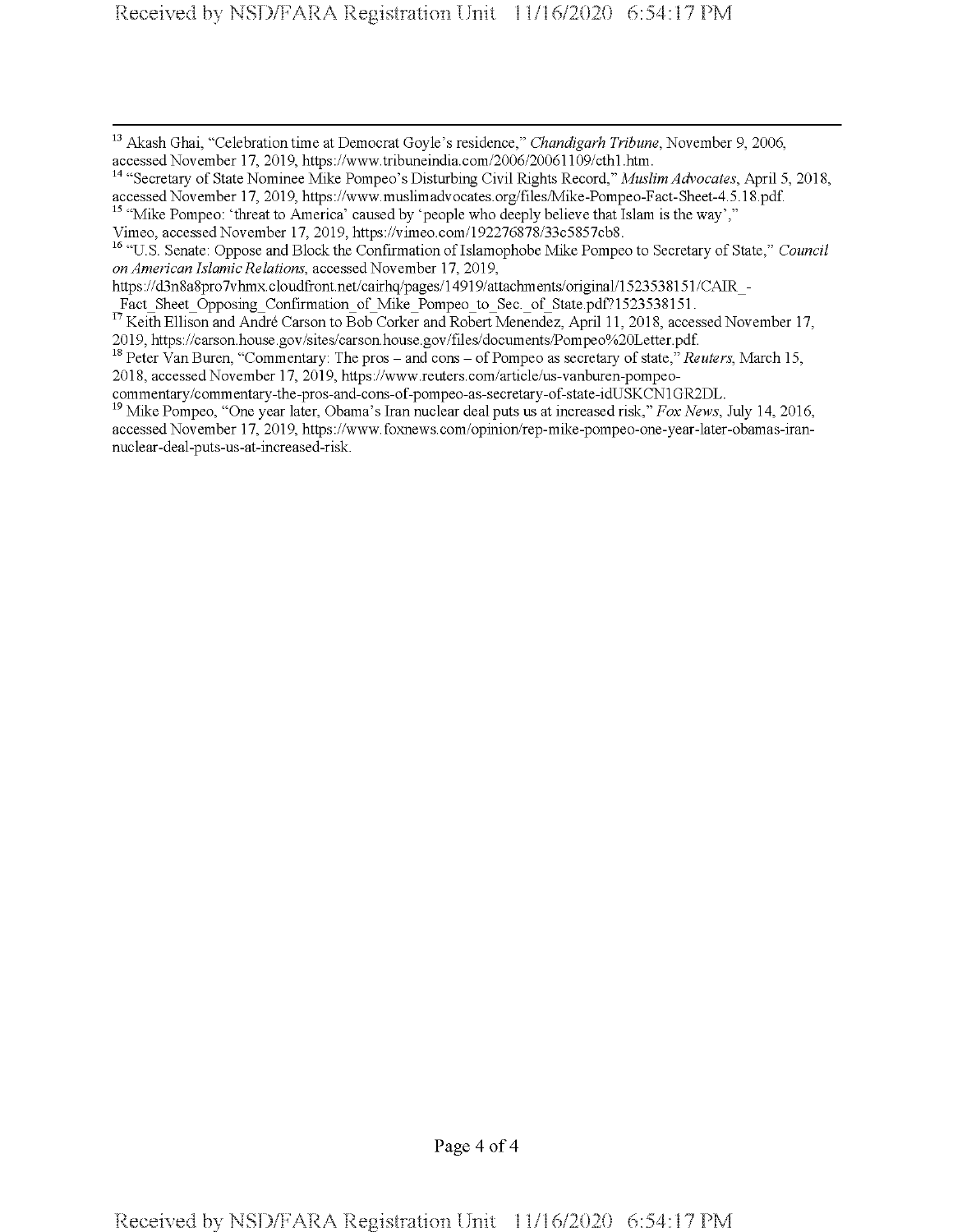[13] Akash Ghai, "Celebration time at Democrat Goyle's residence," *Chandigarh Tribune*, November 9, 2006, accessed November 17, 2019, https://www.tribuneindia.com/2006/20061109/cth1.htm.

[14] "Secretary of State Nominee Mike Pompeo's Disturbing Civil Rights Record," *Muslim Advocates*, April 5, 2018, accessed November 17, 2019, https://www.muslimadvocates.org/files/Mike-Pompeo-Fact-Sheet-4.5.18.pdf.

[15] "Mike Pompeo: 'threat to America' caused by 'people who deeply believe that Islam is the way'," Vimeo, accessed November 17, 2019, https://vimeo.com/192276878/33c5857cb8.

[16] "U.S. Senate: Oppose and Block the Confirmation of Islamophobe Mike Pompeo to Secretary of State," *Council on American Islamic Relations*, accessed November 17, 2019, https://d3n8a8pro7vhmx.cloudfront.net/cairhq/pages/14919/attachments/original/1523538151/CAIR_-_Fact_Sheet_Opposing_Confirmation_of_Mike_Pompeo_to_Sec._of_State.pdf?1523538151.

[17] Keith Ellison and André Carson to Bob Corker and Robert Menendez, April 11, 2018, accessed November 17, 2019, https://carson.house.gov/sites/carson.house.gov/files/documents/Pompeo%20Letter.pdf.

[18] Peter Van Buren, "Commentary: The pros – and cons – of Pompeo as secretary of state," *Reuters*, March 15, 2018, accessed November 17, 2019, https://www.reuters.com/article/us-vanburen-pompeo-commentary/commentary-the-pros-and-cons-of-pompeo-as-secretary-of-state-idUSKCN1GR2DL.

[19] Mike Pompeo, "One year later, Obama's Iran nuclear deal puts us at increased risk," *Fox News*, July 14, 2016, accessed November 17, 2019, https://www.foxnews.com/opinion/rep-mike-pompeo-one-year-later-obamas-iran-nuclear-deal-puts-us-at-increased-risk.